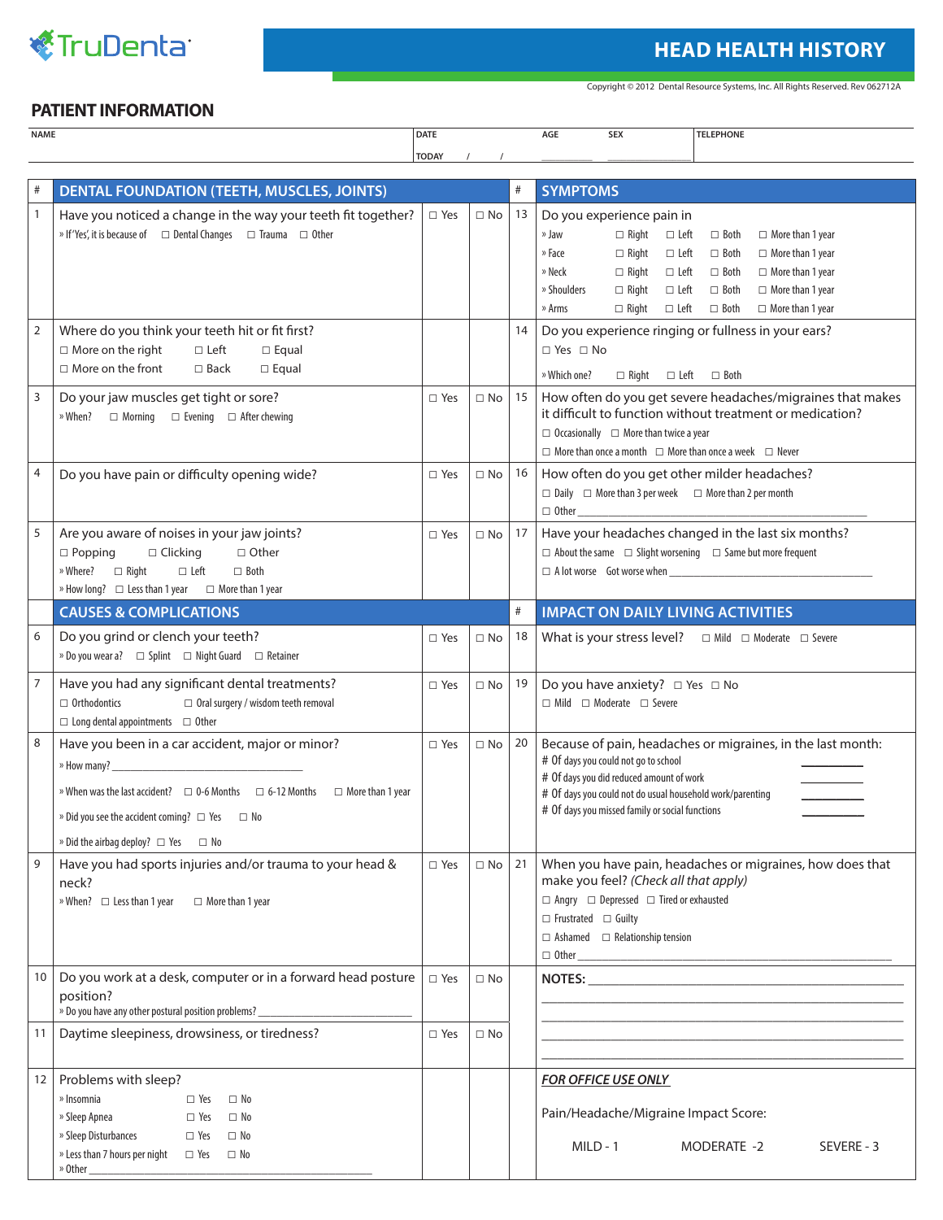TruDenta

# HEAD HEALTH HISTORY

Copyright © 2012 Dental Resource Systems, Inc. All Rights Reserved. Rev 062712A

## PATIENT INFORMATION

| NAME | DATE | AGE | SEX | TELEPHONE |
|---|---|---|---|---|
| | TODAY / / | | | |

| # | DENTAL FOUNDATION (TEETH, MUSCLES, JOINTS) | | | # | SYMPTOMS |
|---|---|---|---|---|---|
| 1 | Have you noticed a change in the way your teeth fit together?<br>» If 'Yes', it is because of ☐ Dental Changes ☐ Trauma ☐ Other | ☐ Yes | ☐ No | 13 | Do you experience pain in<br>» Jaw ☐ Right ☐ Left ☐ Both ☐ More than 1 year<br>» Face ☐ Right ☐ Left ☐ Both ☐ More than 1 year<br>» Neck ☐ Right ☐ Left ☐ Both ☐ More than 1 year<br>» Shoulders ☐ Right ☐ Left ☐ Both ☐ More than 1 year<br>» Arms ☐ Right ☐ Left ☐ Both ☐ More than 1 year |
| 2 | Where do you think your teeth hit or fit first?<br>☐ More on the right ☐ Left ☐ Equal<br>☐ More on the front ☐ Back ☐ Equal | | | 14 | Do you experience ringing or fullness in your ears?<br>☐ Yes ☐ No<br>» Which one? ☐ Right ☐ Left ☐ Both |
| 3 | Do your jaw muscles get tight or sore?<br>» When? ☐ Morning ☐ Evening ☐ After chewing | ☐ Yes | ☐ No | 15 | How often do you get severe headaches/migraines that makes it difficult to function without treatment or medication?<br>☐ Occasionally ☐ More than twice a year<br>☐ More than once a month ☐ More than once a week ☐ Never |
| 4 | Do you have pain or difficulty opening wide? | ☐ Yes | ☐ No | 16 | How often do you get other milder headaches?<br>☐ Daily ☐ More than 3 per week ☐ More than 2 per month<br>☐ Other ____________ |
| 5 | Are you aware of noises in your jaw joints?<br>☐ Popping ☐ Clicking ☐ Other<br>» Where? ☐ Right ☐ Left ☐ Both<br>» How long? ☐ Less than 1 year ☐ More than 1 year | ☐ Yes | ☐ No | 17 | Have your headaches changed in the last six months?<br>☐ About the same ☐ Slight worsening ☐ Same but more frequent<br>☐ A lot worse Got worse when ____________ |
| | **CAUSES & COMPLICATIONS** | | | # | **IMPACT ON DAILY LIVING ACTIVITIES** |
| 6 | Do you grind or clench your teeth?<br>» Do you wear a? ☐ Splint ☐ Night Guard ☐ Retainer | ☐ Yes | ☐ No | 18 | What is your stress level? ☐ Mild ☐ Moderate ☐ Severe |
| 7 | Have you had any significant dental treatments?<br>☐ Orthodontics ☐ Oral surgery / wisdom teeth removal<br>☐ Long dental appointments ☐ Other | ☐ Yes | ☐ No | 19 | Do you have anxiety? ☐ Yes ☐ No<br>☐ Mild ☐ Moderate ☐ Severe |
| 8 | Have you been in a car accident, major or minor?<br>» How many? ____________<br>» When was the last accident? ☐ 0-6 Months ☐ 6-12 Months ☐ More than 1 year<br>» Did you see the accident coming? ☐ Yes ☐ No<br>» Did the airbag deploy? ☐ Yes ☐ No | ☐ Yes | ☐ No | 20 | Because of pain, headaches or migraines, in the last month:<br># Of days you could not go to school ______<br># Of days you did reduced amount of work ______<br># Of days you could not do usual household work/parenting ______<br># Of days you missed family or social functions ______ |
| 9 | Have you had sports injuries and/or trauma to your head & neck?<br>» When? ☐ Less than 1 year ☐ More than 1 year | ☐ Yes | ☐ No | 21 | When you have pain, headaches or migraines, how does that make you feel? *(Check all that apply)*<br>☐ Angry ☐ Depressed ☐ Tired or exhausted<br>☐ Frustrated ☐ Guilty<br>☐ Ashamed ☐ Relationship tension<br>☐ Other ____________ |
| 10 | Do you work at a desk, computer or in a forward head posture position?<br>» Do you have any other postural position problems? ____________ | ☐ Yes | ☐ No | | **NOTES:** ____________ |
| 11 | Daytime sleepiness, drowsiness, or tiredness? | ☐ Yes | ☐ No | | |
| 12 | Problems with sleep?<br>» Insomnia ☐ Yes ☐ No<br>» Sleep Apnea ☐ Yes ☐ No<br>» Sleep Disturbances ☐ Yes ☐ No<br>» Less than 7 hours per night ☐ Yes ☐ No<br>» Other ____________ | | | | ***FOR OFFICE USE ONLY***<br>Pain/Headache/Migraine Impact Score:<br>MILD - 1 MODERATE -2 SEVERE - 3 |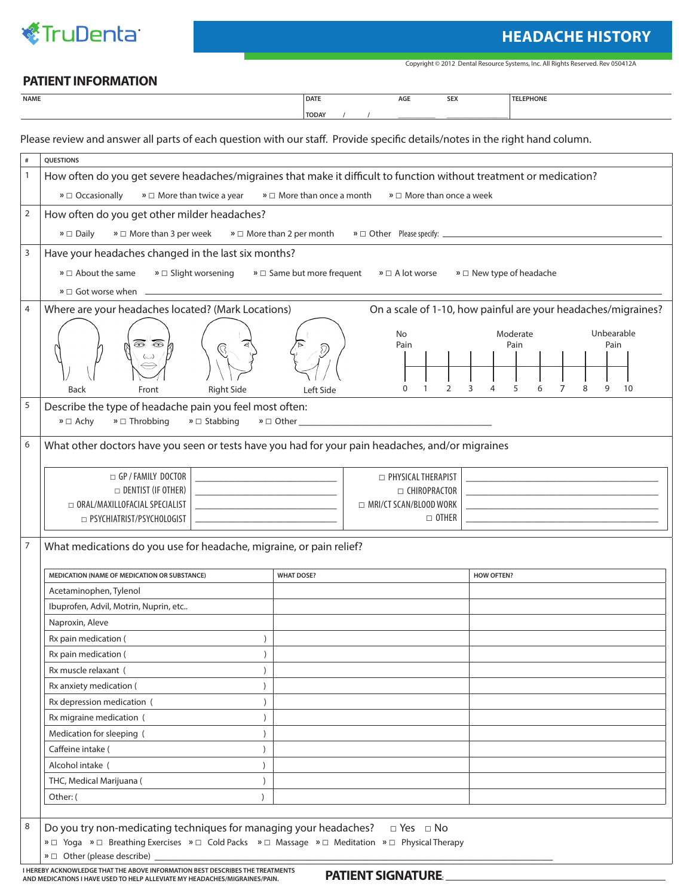TruDenta

# HEADACHE HISTORY

Copyright © 2012 Dental Resource Systems, Inc. All Rights Reserved. Rev 050412A

## PATIENT INFORMATION

| NAME | DATE TODAY / / | AGE | SEX | TELEPHONE |
|---|---|---|---|---|
| | | | | |

Please review and answer all parts of each question with our staff. Provide specific details/notes in the right hand column.

| # | QUESTIONS |
|---|---|
| 1 | How often do you get severe headaches/migraines that make it difficult to function without treatment or medication?<br>» □ Occasionally » □ More than twice a year » □ More than once a month » □ More than once a week |
| 2 | How often do you get other milder headaches?<br>» □ Daily » □ More than 3 per week » □ More than 2 per month » □ Other Please specify: ______ |
| 3 | Have your headaches changed in the last six months?<br>» □ About the same » □ Slight worsening » □ Same but more frequent » □ A lot worse » □ New type of headache<br>» □ Got worse when ______ |
| 4 | Where are your headaches located? (Mark Locations)<br>Back Front Right Side Left Side<br>On a scale of 1-10, how painful are your headaches/migraines?<br>No Pain Moderate Pain Unbearable Pain<br>0 1 2 3 4 5 6 7 8 9 10 |
| 5 | Describe the type of headache pain you feel most often:<br>» □ Achy » □ Throbbing » □ Stabbing » □ Other ______ |
| 6 | What other doctors have you seen or tests have you had for your pain headaches, and/or migraines |

| | | | |
|---|---|---|---|
| □ GP / FAMILY DOCTOR | ______ | □ PHYSICAL THERAPIST | ______ |
| □ DENTIST (IF OTHER) | ______ | □ CHIROPRACTOR | ______ |
| □ ORAL/MAXILLOFACIAL SPECIALIST | ______ | □ MRI/CT SCAN/BLOOD WORK | ______ |
| □ PSYCHIATRIST/PSYCHOLOGIST | ______ | □ OTHER | ______ |

7 What medications do you use for headache, migraine, or pain relief?

| MEDICATION (NAME OF MEDICATION OR SUBSTANCE) | WHAT DOSE? | HOW OFTEN? |
|---|---|---|
| Acetaminophen, Tylenol | | |
| Ibuprofen, Advil, Motrin, Nuprin, etc.. | | |
| Naproxin, Aleve | | |
| Rx pain medication ( ) | | |
| Rx pain medication ( ) | | |
| Rx muscle relaxant ( ) | | |
| Rx anxiety medication ( ) | | |
| Rx depression medication ( ) | | |
| Rx migraine medication ( ) | | |
| Medication for sleeping ( ) | | |
| Caffeine intake ( ) | | |
| Alcohol intake ( ) | | |
| THC, Medical Marijuana ( ) | | |
| Other: ( ) | | |

8 Do you try non-medicating techniques for managing your headaches? □ Yes □ No

» □ Yoga » □ Breathing Exercises » □ Cold Packs » □ Massage » □ Meditation » □ Physical Therapy

» □ Other (please describe) ______

I HEREBY ACKNOWLEDGE THAT THE ABOVE INFORMATION BEST DESCRIBES THE TREATMENTS AND MEDICATIONS I HAVE USED TO HELP ALLEVIATE MY HEADACHES/MIGRAINES/PAIN.

**PATIENT SIGNATURE**: ______